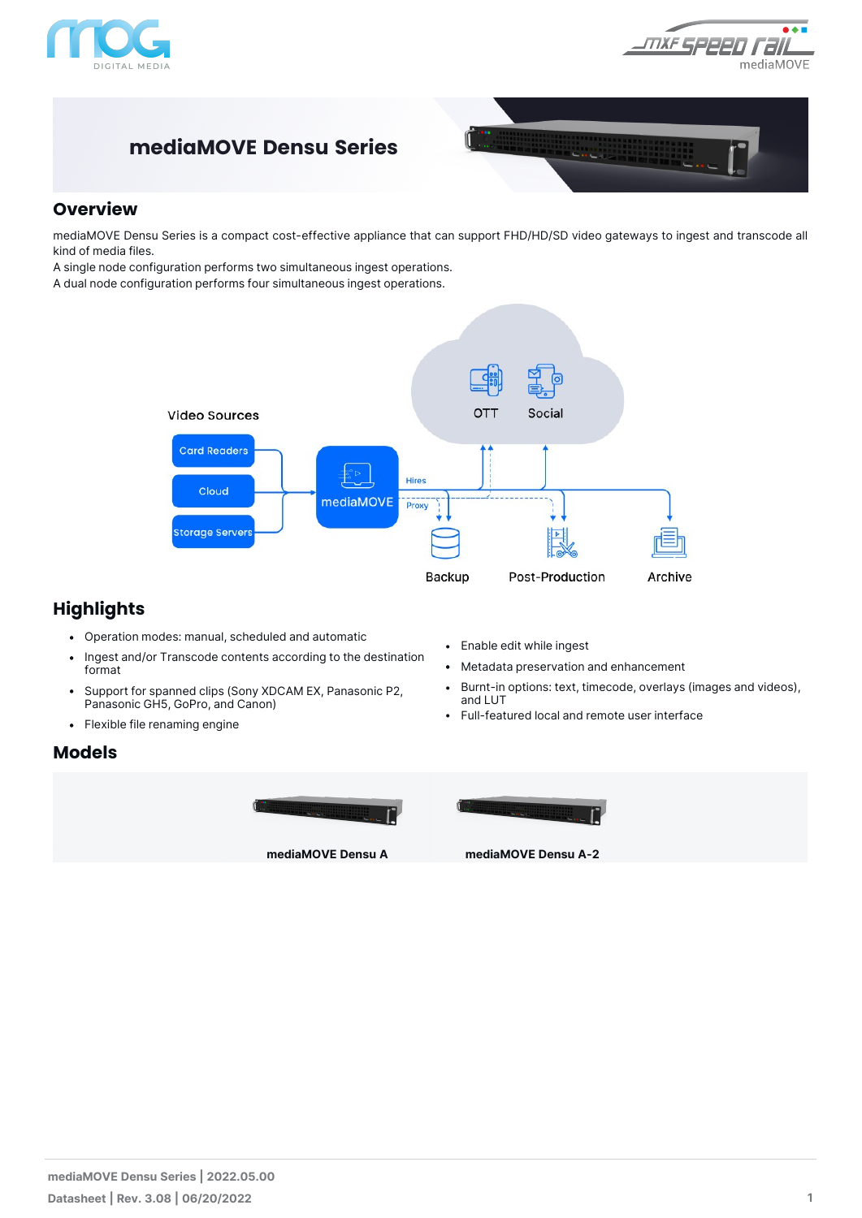# mediaMOVE Densu Series

## Overview

mediaMOVE Densu Series is a compact cost-effective appliance that can support FHD/HD/SD video gateways to ingest and transcode all kind of media files.
A single node configuration performs two simultaneous ingest operations.
A dual node configuration performs four simultaneous ingest operations.

Video Sources

Card Readers

Cloud

Storage Servers

mediaMOVE

Hires

Proxy

OTT

Social

Backup

Post-Production

Archive

## Highlights

- Operation modes: manual, scheduled and automatic
- Ingest and/or Transcode contents according to the destination format
- Support for spanned clips (Sony XDCAM EX, Panasonic P2, Panasonic GH5, GoPro, and Canon)
- Flexible file renaming engine
- Enable edit while ingest
- Metadata preservation and enhancement
- Burnt-in options: text, timecode, overlays (images and videos), and LUT
- Full-featured local and remote user interface

## Models

**mediaMOVE Densu A**

**mediaMOVE Densu A-2**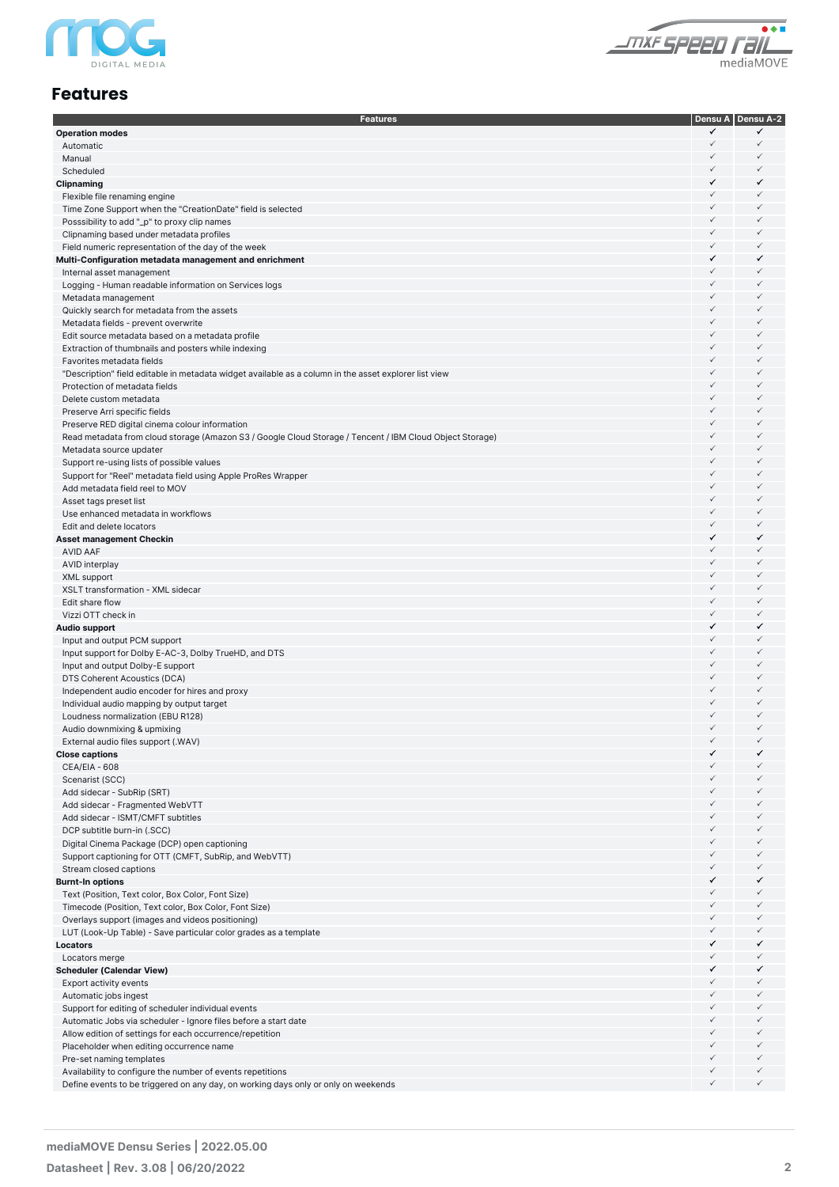# Features

| Features | Densu A | Densu A-2 |
|---|---|---|
| **Operation modes** | ✓ | ✓ |
| Automatic | ✓ | ✓ |
| Manual | ✓ | ✓ |
| Scheduled | ✓ | ✓ |
| **Clipnaming** | ✓ | ✓ |
| Flexible file renaming engine | ✓ | ✓ |
| Time Zone Support when the "CreationDate" field is selected | ✓ | ✓ |
| Posssibility to add "_p" to proxy clip names | ✓ | ✓ |
| Clipnaming based under metadata profiles | ✓ | ✓ |
| Field numeric representation of the day of the week | ✓ | ✓ |
| **Multi-Configuration metadata management and enrichment** | ✓ | ✓ |
| Internal asset management | ✓ | ✓ |
| Logging - Human readable information on Services logs | ✓ | ✓ |
| Metadata management | ✓ | ✓ |
| Quickly search for metadata from the assets | ✓ | ✓ |
| Metadata fields - prevent overwrite | ✓ | ✓ |
| Edit source metadata based on a metadata profile | ✓ | ✓ |
| Extraction of thumbnails and posters while indexing | ✓ | ✓ |
| Favorites metadata fields | ✓ | ✓ |
| "Description" field editable in metadata widget available as a column in the asset explorer list view | ✓ | ✓ |
| Protection of metadata fields | ✓ | ✓ |
| Delete custom metadata | ✓ | ✓ |
| Preserve Arri specific fields | ✓ | ✓ |
| Preserve RED digital cinema colour information | ✓ | ✓ |
| Read metadata from cloud storage (Amazon S3 / Google Cloud Storage / Tencent / IBM Cloud Object Storage) | ✓ | ✓ |
| Metadata source updater | ✓ | ✓ |
| Support re-using lists of possible values | ✓ | ✓ |
| Support for "Reel" metadata field using Apple ProRes Wrapper | ✓ | ✓ |
| Add metadata field reel to MOV | ✓ | ✓ |
| Asset tags preset list | ✓ | ✓ |
| Use enhanced metadata in workflows | ✓ | ✓ |
| Edit and delete locators | ✓ | ✓ |
| **Asset management Checkin** | ✓ | ✓ |
| AVID AAF | ✓ | ✓ |
| AVID interplay | ✓ | ✓ |
| XML support | ✓ | ✓ |
| XSLT transformation - XML sidecar | ✓ | ✓ |
| Edit share flow | ✓ | ✓ |
| Vizzi OTT check in | ✓ | ✓ |
| **Audio support** | ✓ | ✓ |
| Input and output PCM support | ✓ | ✓ |
| Input support for Dolby E-AC-3, Dolby TrueHD, and DTS | ✓ | ✓ |
| Input and output Dolby-E support | ✓ | ✓ |
| DTS Coherent Acoustics (DCA) | ✓ | ✓ |
| Independent audio encoder for hires and proxy | ✓ | ✓ |
| Individual audio mapping by output target | ✓ | ✓ |
| Loudness normalization (EBU R128) | ✓ | ✓ |
| Audio downmixing & upmixing | ✓ | ✓ |
| External audio files support (.WAV) | ✓ | ✓ |
| **Close captions** | ✓ | ✓ |
| CEA/EIA - 608 | ✓ | ✓ |
| Scenarist (SCC) | ✓ | ✓ |
| Add sidecar - SubRip (SRT) | ✓ | ✓ |
| Add sidecar - Fragmented WebVTT | ✓ | ✓ |
| Add sidecar - ISMT/CMFT subtitles | ✓ | ✓ |
| DCP subtitle burn-in (.SCC) | ✓ | ✓ |
| Digital Cinema Package (DCP) open captioning | ✓ | ✓ |
| Support captioning for OTT (CMFT, SubRip, and WebVTT) | ✓ | ✓ |
| Stream closed captions | ✓ | ✓ |
| **Burnt-In options** | ✓ | ✓ |
| Text (Position, Text color, Box Color, Font Size) | ✓ | ✓ |
| Timecode (Position, Text color, Box Color, Font Size) | ✓ | ✓ |
| Overlays support (images and videos positioning) | ✓ | ✓ |
| LUT (Look-Up Table) - Save particular color grades as a template | ✓ | ✓ |
| **Locators** | ✓ | ✓ |
| Locators merge | ✓ | ✓ |
| **Scheduler (Calendar View)** | ✓ | ✓ |
| Export activity events | ✓ | ✓ |
| Automatic jobs ingest | ✓ | ✓ |
| Support for editing of scheduler individual events | ✓ | ✓ |
| Automatic Jobs via scheduler - Ignore files before a start date | ✓ | ✓ |
| Allow edition of settings for each occurrence/repetition | ✓ | ✓ |
| Placeholder when editing occurrence name | ✓ | ✓ |
| Pre-set naming templates | ✓ | ✓ |
| Availability to configure the number of events repetitions | ✓ | ✓ |
| Define events to be triggered on any day, on working days only or only on weekends | ✓ | ✓ |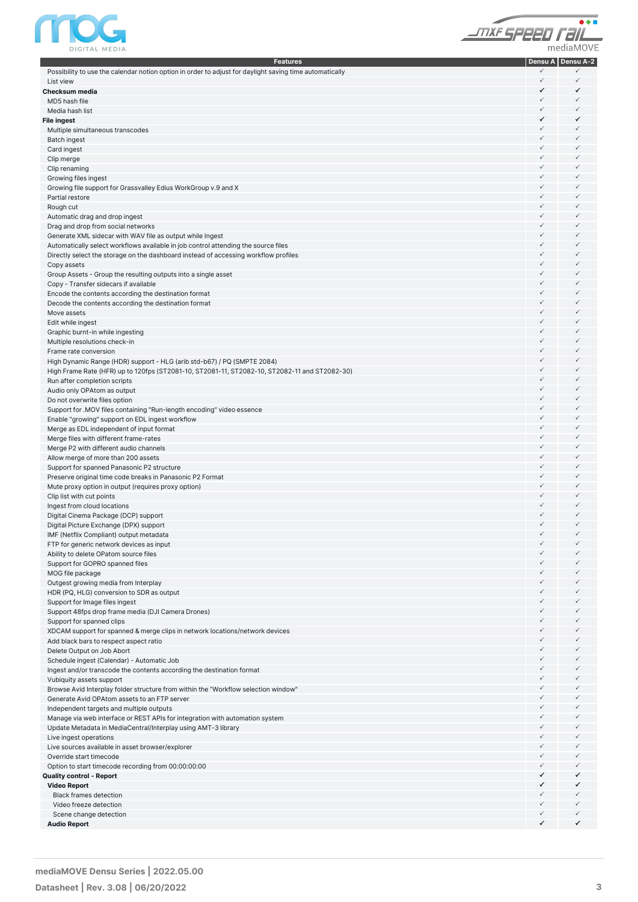| Features | Densu A | Densu A-2 |
|---|---|---|
| Possibility to use the calendar notion option in order to adjust for daylight saving time automatically | ✓ | ✓ |
| List view | ✓ | ✓ |
| **Checksum media** | ✓ | ✓ |
| MD5 hash file | ✓ | ✓ |
| Media hash list | ✓ | ✓ |
| **File ingest** | ✓ | ✓ |
| Multiple simultaneous transcodes | ✓ | ✓ |
| Batch ingest | ✓ | ✓ |
| Card ingest | ✓ | ✓ |
| Clip merge | ✓ | ✓ |
| Clip renaming | ✓ | ✓ |
| Growing files ingest | ✓ | ✓ |
| Growing file support for Grassvalley Edius WorkGroup v.9 and X | ✓ | ✓ |
| Partial restore | ✓ | ✓ |
| Rough cut | ✓ | ✓ |
| Automatic drag and drop ingest | ✓ | ✓ |
| Drag and drop from social networks | ✓ | ✓ |
| Generate XML sidecar with WAV file as output while Ingest | ✓ | ✓ |
| Automatically select workflows available in job control attending the source files | ✓ | ✓ |
| Directly select the storage on the dashboard instead of accessing workflow profiles | ✓ | ✓ |
| Copy assets | ✓ | ✓ |
| Group Assets - Group the resulting outputs into a single asset | ✓ | ✓ |
| Copy - Transfer sidecars if available | ✓ | ✓ |
| Encode the contents according the destination format | ✓ | ✓ |
| Decode the contents according the destination format | ✓ | ✓ |
| Move assets | ✓ | ✓ |
| Edit while ingest | ✓ | ✓ |
| Graphic burnt-in while ingesting | ✓ | ✓ |
| Multiple resolutions check-in | ✓ | ✓ |
| Frame rate conversion | ✓ | ✓ |
| High Dynamic Range (HDR) support - HLG (arib std-b67) / PQ (SMPTE 2084) | ✓ | ✓ |
| High Frame Rate (HFR) up to 120fps (ST2081-10, ST2081-11, ST2082-10, ST2082-11 and ST2082-30) | ✓ | ✓ |
| Run after completion scripts | ✓ | ✓ |
| Audio only OPAtom as output | ✓ | ✓ |
| Do not overwrite files option | ✓ | ✓ |
| Support for .MOV files containing "Run-length encoding" video essence | ✓ | ✓ |
| Enable "growing" support on EDL ingest workflow | ✓ | ✓ |
| Merge as EDL independent of input format | ✓ | ✓ |
| Merge files with different frame-rates | ✓ | ✓ |
| Merge P2 with different audio channels | ✓ | ✓ |
| Allow merge of more than 200 assets | ✓ | ✓ |
| Support for spanned Panasonic P2 structure | ✓ | ✓ |
| Preserve original time code breaks in Panasonic P2 Format | ✓ | ✓ |
| Mute proxy option in output (requires proxy option) | ✓ | ✓ |
| Clip list with cut points | ✓ | ✓ |
| Ingest from cloud locations | ✓ | ✓ |
| Digital Cinema Package (DCP) support | ✓ | ✓ |
| Digital Picture Exchange (DPX) support | ✓ | ✓ |
| IMF (Netflix Compliant) output metadata | ✓ | ✓ |
| FTP for generic network devices as input | ✓ | ✓ |
| Ability to delete OPatom source files | ✓ | ✓ |
| Support for GOPRO spanned files | ✓ | ✓ |
| MOG file package | ✓ | ✓ |
| Outgest growing media from Interplay | ✓ | ✓ |
| HDR (PQ, HLG) conversion to SDR as output | ✓ | ✓ |
| Support for Image files ingest | ✓ | ✓ |
| Support 48fps drop frame media (DJI Camera Drones) | ✓ | ✓ |
| Support for spanned clips | ✓ | ✓ |
| XDCAM support for spanned & merge clips in network locations/network devices | ✓ | ✓ |
| Add black bars to respect aspect ratio | ✓ | ✓ |
| Delete Output on Job Abort | ✓ | ✓ |
| Schedule ingest (Calendar) - Automatic Job | ✓ | ✓ |
| Ingest and/or transcode the contents according the destination format | ✓ | ✓ |
| Vubiquity assets support | ✓ | ✓ |
| Browse Avid Interplay folder structure from within the "Workflow selection window" | ✓ | ✓ |
| Generate Avid OPAtom assets to an FTP server | ✓ | ✓ |
| Independent targets and multiple outputs | ✓ | ✓ |
| Manage via web interface or REST APIs for integration with automation system | ✓ | ✓ |
| Update Metadata in MediaCentral/Interplay using AMT-3 library | ✓ | ✓ |
| Live ingest operations | ✓ | ✓ |
| Live sources available in asset browser/explorer | ✓ | ✓ |
| Override start timecode | ✓ | ✓ |
| Option to start timecode recording from 00:00:00:00 | ✓ | ✓ |
| **Quality control - Report** | ✓ | ✓ |
| **Video Report** | ✓ | ✓ |
| Black frames detection | ✓ | ✓ |
| Video freeze detection | ✓ | ✓ |
| Scene change detection | ✓ | ✓ |
| **Audio Report** | ✓ | ✓ |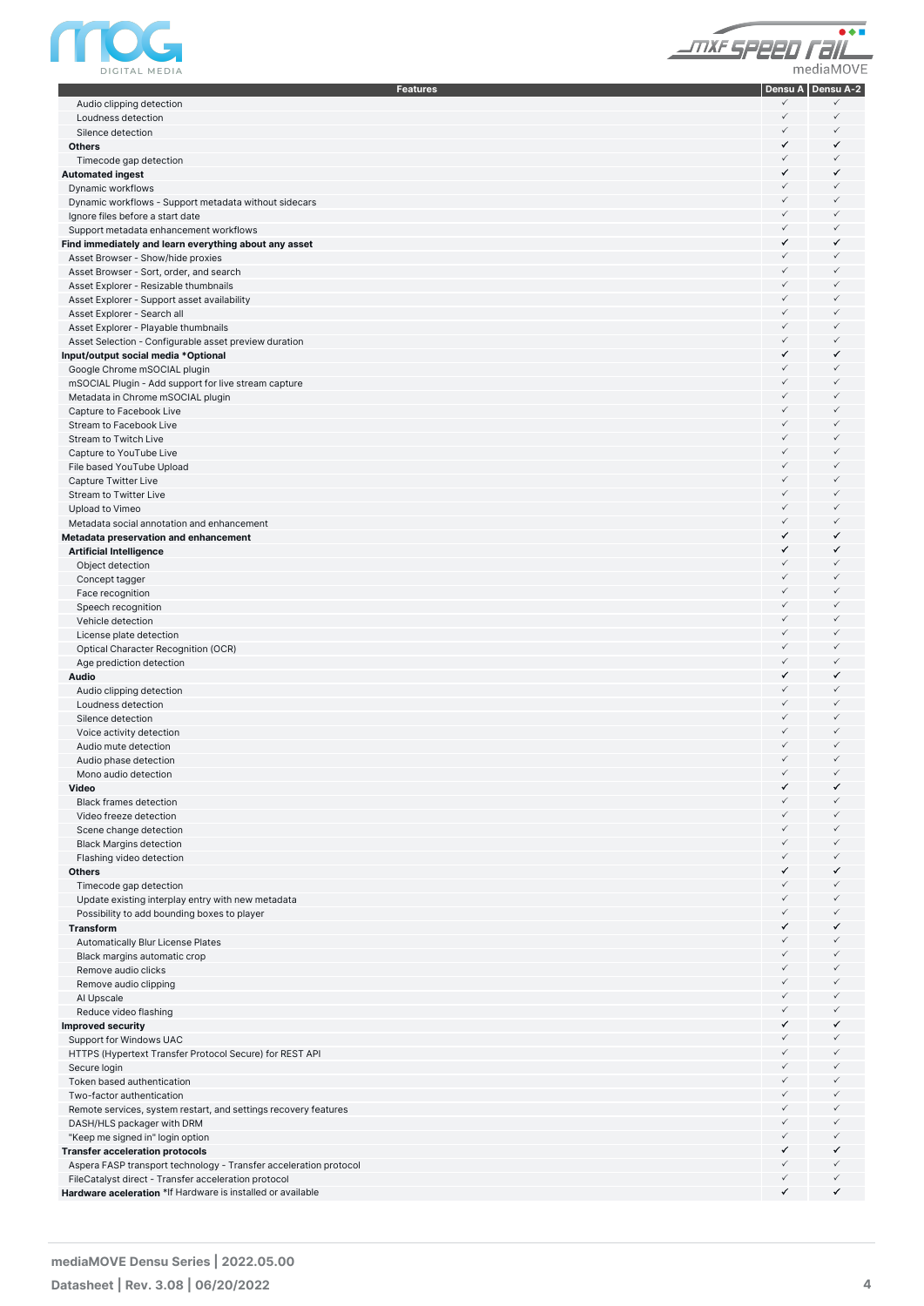| Features | Densu A | Densu A-2 |
|---|---|---|
| Audio clipping detection | ✓ | ✓ |
| Loudness detection | ✓ | ✓ |
| Silence detection | ✓ | ✓ |
| **Others** | ✓ | ✓ |
| Timecode gap detection | ✓ | ✓ |
| **Automated ingest** | ✓ | ✓ |
| Dynamic workflows | ✓ | ✓ |
| Dynamic workflows - Support metadata without sidecars | ✓ | ✓ |
| Ignore files before a start date | ✓ | ✓ |
| Support metadata enhancement workflows | ✓ | ✓ |
| **Find immediately and learn everything about any asset** | ✓ | ✓ |
| Asset Browser - Show/hide proxies | ✓ | ✓ |
| Asset Browser - Sort, order, and search | ✓ | ✓ |
| Asset Explorer - Resizable thumbnails | ✓ | ✓ |
| Asset Explorer - Support asset availability | ✓ | ✓ |
| Asset Explorer - Search all | ✓ | ✓ |
| Asset Explorer - Playable thumbnails | ✓ | ✓ |
| Asset Selection - Configurable asset preview duration | ✓ | ✓ |
| **Input/output social media *Optional** | ✓ | ✓ |
| Google Chrome mSOCIAL plugin | ✓ | ✓ |
| mSOCIAL Plugin - Add support for live stream capture | ✓ | ✓ |
| Metadata in Chrome mSOCIAL plugin | ✓ | ✓ |
| Capture to Facebook Live | ✓ | ✓ |
| Stream to Facebook Live | ✓ | ✓ |
| Stream to Twitch Live | ✓ | ✓ |
| Capture to YouTube Live | ✓ | ✓ |
| File based YouTube Upload | ✓ | ✓ |
| Capture Twitter Live | ✓ | ✓ |
| Stream to Twitter Live | ✓ | ✓ |
| Upload to Vimeo | ✓ | ✓ |
| Metadata social annotation and enhancement | ✓ | ✓ |
| **Metadata preservation and enhancement** | ✓ | ✓ |
| **Artificial Intelligence** | ✓ | ✓ |
| Object detection | ✓ | ✓ |
| Concept tagger | ✓ | ✓ |
| Face recognition | ✓ | ✓ |
| Speech recognition | ✓ | ✓ |
| Vehicle detection | ✓ | ✓ |
| License plate detection | ✓ | ✓ |
| Optical Character Recognition (OCR) | ✓ | ✓ |
| Age prediction detection | ✓ | ✓ |
| **Audio** | ✓ | ✓ |
| Audio clipping detection | ✓ | ✓ |
| Loudness detection | ✓ | ✓ |
| Silence detection | ✓ | ✓ |
| Voice activity detection | ✓ | ✓ |
| Audio mute detection | ✓ | ✓ |
| Audio phase detection | ✓ | ✓ |
| Mono audio detection | ✓ | ✓ |
| **Video** | ✓ | ✓ |
| Black frames detection | ✓ | ✓ |
| Video freeze detection | ✓ | ✓ |
| Scene change detection | ✓ | ✓ |
| Black Margins detection | ✓ | ✓ |
| Flashing video detection | ✓ | ✓ |
| **Others** | ✓ | ✓ |
| Timecode gap detection | ✓ | ✓ |
| Update existing interplay entry with new metadata | ✓ | ✓ |
| Possibility to add bounding boxes to player | ✓ | ✓ |
| **Transform** | ✓ | ✓ |
| Automatically Blur License Plates | ✓ | ✓ |
| Black margins automatic crop | ✓ | ✓ |
| Remove audio clicks | ✓ | ✓ |
| Remove audio clipping | ✓ | ✓ |
| AI Upscale | ✓ | ✓ |
| Reduce video flashing | ✓ | ✓ |
| **Improved security** | ✓ | ✓ |
| Support for Windows UAC | ✓ | ✓ |
| HTTPS (Hypertext Transfer Protocol Secure) for REST API | ✓ | ✓ |
| Secure login | ✓ | ✓ |
| Token based authentication | ✓ | ✓ |
| Two-factor authentication | ✓ | ✓ |
| Remote services, system restart, and settings recovery features | ✓ | ✓ |
| DASH/HLS packager with DRM | ✓ | ✓ |
| "Keep me signed in" login option | ✓ | ✓ |
| **Transfer acceleration protocols** | ✓ | ✓ |
| Aspera FASP transport technology - Transfer acceleration protocol | ✓ | ✓ |
| FileCatalyst direct - Transfer acceleration protocol | ✓ | ✓ |
| **Hardware acceleration** *If Hardware is installed or available | ✓ | ✓ |

**mediaMOVE Densu Series | 2022.05.00**

**Datasheet | Rev. 3.08 | 06/20/2022**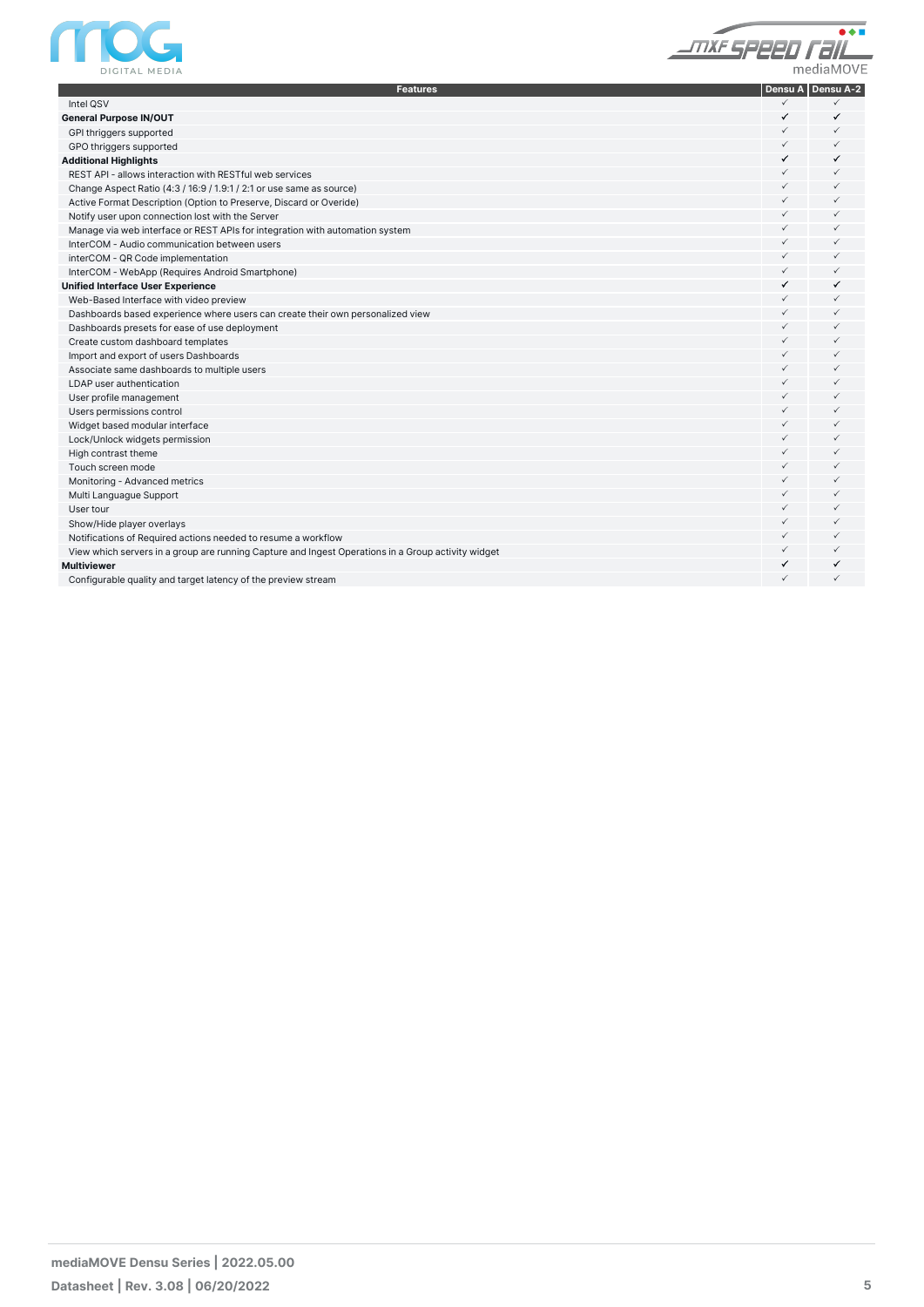| Features | Densu A | Densu A-2 |
|---|---|---|
| Intel QSV | ✓ | ✓ |
| **General Purpose IN/OUT** | ✓ | ✓ |
| GPI thriggers supported | ✓ | ✓ |
| GPO triggers supported | ✓ | ✓ |
| **Additional Highlights** | ✓ | ✓ |
| REST API - allows interaction with RESTful web services | ✓ | ✓ |
| Change Aspect Ratio (4:3 / 16:9 / 1.9:1 / 2:1 or use same as source) | ✓ | ✓ |
| Active Format Description (Option to Preserve, Discard or Overide) | ✓ | ✓ |
| Notify user upon connection lost with the Server | ✓ | ✓ |
| Manage via web interface or REST APIs for integration with automation system | ✓ | ✓ |
| InterCOM - Audio communication between users | ✓ | ✓ |
| interCOM - QR Code implementation | ✓ | ✓ |
| InterCOM - WebApp (Requires Android Smartphone) | ✓ | ✓ |
| **Unified Interface User Experience** | ✓ | ✓ |
| Web-Based Interface with video preview | ✓ | ✓ |
| Dashboards based experience where users can create their own personalized view | ✓ | ✓ |
| Dashboards presets for ease of use deployment | ✓ | ✓ |
| Create custom dashboard templates | ✓ | ✓ |
| Import and export of users Dashboards | ✓ | ✓ |
| Associate same dashboards to multiple users | ✓ | ✓ |
| LDAP user authentication | ✓ | ✓ |
| User profile management | ✓ | ✓ |
| Users permissions control | ✓ | ✓ |
| Widget based modular interface | ✓ | ✓ |
| Lock/Unlock widgets permission | ✓ | ✓ |
| High contrast theme | ✓ | ✓ |
| Touch screen mode | ✓ | ✓ |
| Monitoring - Advanced metrics | ✓ | ✓ |
| Multi Languague Support | ✓ | ✓ |
| User tour | ✓ | ✓ |
| Show/Hide player overlays | ✓ | ✓ |
| Notifications of Required actions needed to resume a workflow | ✓ | ✓ |
| View which servers in a group are running Capture and Ingest Operations in a Group activity widget | ✓ | ✓ |
| **Multiviewer** | ✓ | ✓ |
| Configurable quality and target latency of the preview stream | ✓ | ✓ |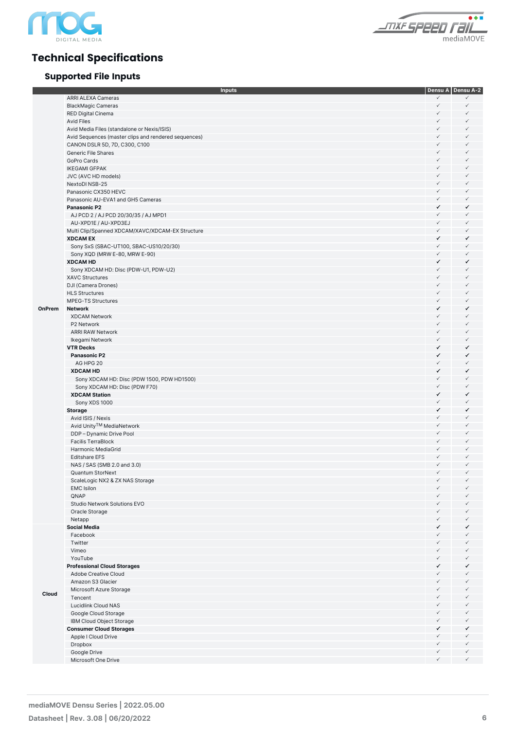# Technical Specifications

## Supported File Inputs

| | Inputs | Densu A | Densu A-2 |
|---|---|---|---|
| OnPrem | ARRI ALEXA Cameras | ✓ | ✓ |
| | BlackMagic Cameras | ✓ | ✓ |
| | RED Digital Cinema | ✓ | ✓ |
| | Avid Files | ✓ | ✓ |
| | Avid Media Files (standalone or Nexis/ISIS) | ✓ | ✓ |
| | Avid Sequences (master clips and rendered sequences) | ✓ | ✓ |
| | CANON DSLR 5D, 7D, C300, C100 | ✓ | ✓ |
| | Generic File Shares | ✓ | ✓ |
| | GoPro Cards | ✓ | ✓ |
| | IKEGAMI GFPAK | ✓ | ✓ |
| | JVC (AVC HD models) | ✓ | ✓ |
| | NextoDI NSB-25 | ✓ | ✓ |
| | Panasonic CX350 HEVC | ✓ | ✓ |
| | Panasonic AU-EVA1 and GH5 Cameras | ✓ | ✓ |
| | **Panasonic P2** | ✓ | ✓ |
| | AJ PCD 2 / AJ PCD 20/30/35 / AJ MPD1 | ✓ | ✓ |
| | AU-XPD1E / AU-XPD3EJ | ✓ | ✓ |
| | Multi Clip/Spanned XDCAM/XAVC/XDCAM-EX Structure | ✓ | ✓ |
| | **XDCAM EX** | ✓ | ✓ |
| | Sony SxS (SBAC-UT100, SBAC-US10/20/30) | ✓ | ✓ |
| | Sony XQD (MRW E-80, MRW E-90) | ✓ | ✓ |
| | **XDCAM HD** | ✓ | ✓ |
| | Sony XDCAM HD: Disc (PDW-U1, PDW-U2) | ✓ | ✓ |
| | XAVC Structures | ✓ | ✓ |
| | DJI (Camera Drones) | ✓ | ✓ |
| | HLS Structures | ✓ | ✓ |
| | MPEG-TS Structures | ✓ | ✓ |
| | **Network** | ✓ | ✓ |
| | XDCAM Network | ✓ | ✓ |
| | P2 Network | ✓ | ✓ |
| | ARRI RAW Network | ✓ | ✓ |
| | Ikegami Network | ✓ | ✓ |
| | **VTR Decks** | ✓ | ✓ |
| | **Panasonic P2** | ✓ | ✓ |
| | AG HPG 20 | ✓ | ✓ |
| | **XDCAM HD** | ✓ | ✓ |
| | Sony XDCAM HD: Disc (PDW 1500, PDW HD1500) | ✓ | ✓ |
| | Sony XDCAM HD: Disc (PDW F70) | ✓ | ✓ |
| | **XDCAM Station** | ✓ | ✓ |
| | Sony XDS 1000 | ✓ | ✓ |
| | **Storage** | ✓ | ✓ |
| | Avid ISIS / Nexis | ✓ | ✓ |
| | Avid Unity™ MediaNetwork | ✓ | ✓ |
| | DDP – Dynamic Drive Pool | ✓ | ✓ |
| | Facilis TerraBlock | ✓ | ✓ |
| | Harmonic MediaGrid | ✓ | ✓ |
| | Editshare EFS | ✓ | ✓ |
| | NAS / SAS (SMB 2.0 and 3.0) | ✓ | ✓ |
| | Quantum StorNext | ✓ | ✓ |
| | ScaleLogic NX2 & ZX NAS Storage | ✓ | ✓ |
| | EMC Isilon | ✓ | ✓ |
| | QNAP | ✓ | ✓ |
| | Studio Network Solutions EVO | ✓ | ✓ |
| | Oracle Storage | ✓ | ✓ |
| | Netapp | ✓ | ✓ |
| Cloud | **Social Media** | ✓ | ✓ |
| | Facebook | ✓ | ✓ |
| | Twitter | ✓ | ✓ |
| | Vimeo | ✓ | ✓ |
| | YouTube | ✓ | ✓ |
| | **Professional Cloud Storages** | ✓ | ✓ |
| | Adobe Creative Cloud | ✓ | ✓ |
| | Amazon S3 Glacier | ✓ | ✓ |
| | Microsoft Azure Storage | ✓ | ✓ |
| | Tencent | ✓ | ✓ |
| | Lucidlink Cloud NAS | ✓ | ✓ |
| | Google Cloud Storage | ✓ | ✓ |
| | IBM Cloud Object Storage | ✓ | ✓ |
| | **Consumer Cloud Storages** | ✓ | ✓ |
| | Apple I Cloud Drive | ✓ | ✓ |
| | Dropbox | ✓ | ✓ |
| | Google Drive | ✓ | ✓ |
| | Microsoft One Drive | ✓ | ✓ |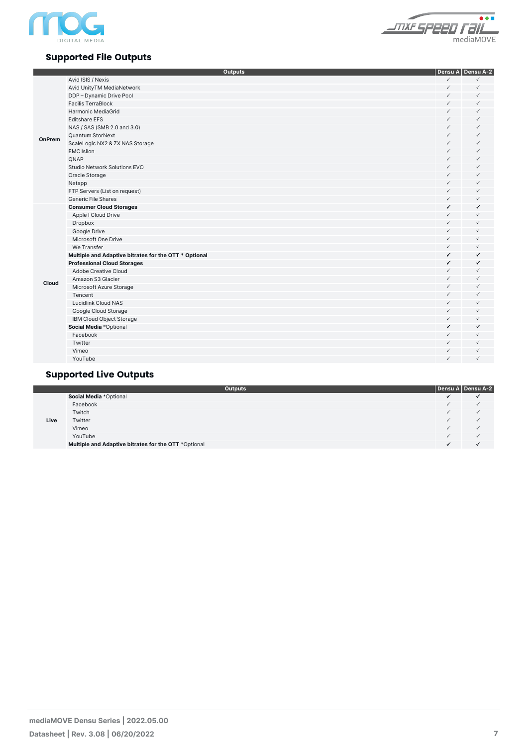## Supported File Outputs

| | Outputs | Densu A | Densu A-2 |
|---|---|---|---|
| OnPrem | Avid ISIS / Nexis | ✓ | ✓ |
| | Avid UnityTM MediaNetwork | ✓ | ✓ |
| | DDP – Dynamic Drive Pool | ✓ | ✓ |
| | Facilis TerraBlock | ✓ | ✓ |
| | Harmonic MediaGrid | ✓ | ✓ |
| | Editshare EFS | ✓ | ✓ |
| | NAS / SAS (SMB 2.0 and 3.0) | ✓ | ✓ |
| | Quantum StorNext | ✓ | ✓ |
| | ScaleLogic NX2 & ZX NAS Storage | ✓ | ✓ |
| | EMC Isilon | ✓ | ✓ |
| | QNAP | ✓ | ✓ |
| | Studio Network Solutions EVO | ✓ | ✓ |
| | Oracle Storage | ✓ | ✓ |
| | Netapp | ✓ | ✓ |
| | FTP Servers (List on request) | ✓ | ✓ |
| | Generic File Shares | ✓ | ✓ |
| Cloud | **Consumer Cloud Storages** | ✓ | ✓ |
| | Apple I Cloud Drive | ✓ | ✓ |
| | Dropbox | ✓ | ✓ |
| | Google Drive | ✓ | ✓ |
| | Microsoft One Drive | ✓ | ✓ |
| | We Transfer | ✓ | ✓ |
| | **Multiple and Adaptive bitrates for the OTT * Optional** | ✓ | ✓ |
| | **Professional Cloud Storages** | ✓ | ✓ |
| | Adobe Creative Cloud | ✓ | ✓ |
| | Amazon S3 Glacier | ✓ | ✓ |
| | Microsoft Azure Storage | ✓ | ✓ |
| | Tencent | ✓ | ✓ |
| | Lucidlink Cloud NAS | ✓ | ✓ |
| | Google Cloud Storage | ✓ | ✓ |
| | IBM Cloud Object Storage | ✓ | ✓ |
| | **Social Media** *Optional | ✓ | ✓ |
| | Facebook | ✓ | ✓ |
| | Twitter | ✓ | ✓ |
| | Vimeo | ✓ | ✓ |
| | YouTube | ✓ | ✓ |

## Supported Live Outputs

| | Outputs | Densu A | Densu A-2 |
|---|---|---|---|
| Live | **Social Media** *Optional | ✓ | ✓ |
| | Facebook | ✓ | ✓ |
| | Twitch | ✓ | ✓ |
| | Twitter | ✓ | ✓ |
| | Vimeo | ✓ | ✓ |
| | YouTube | ✓ | ✓ |
| | **Multiple and Adaptive bitrates for the OTT** *Optional | ✓ | ✓ |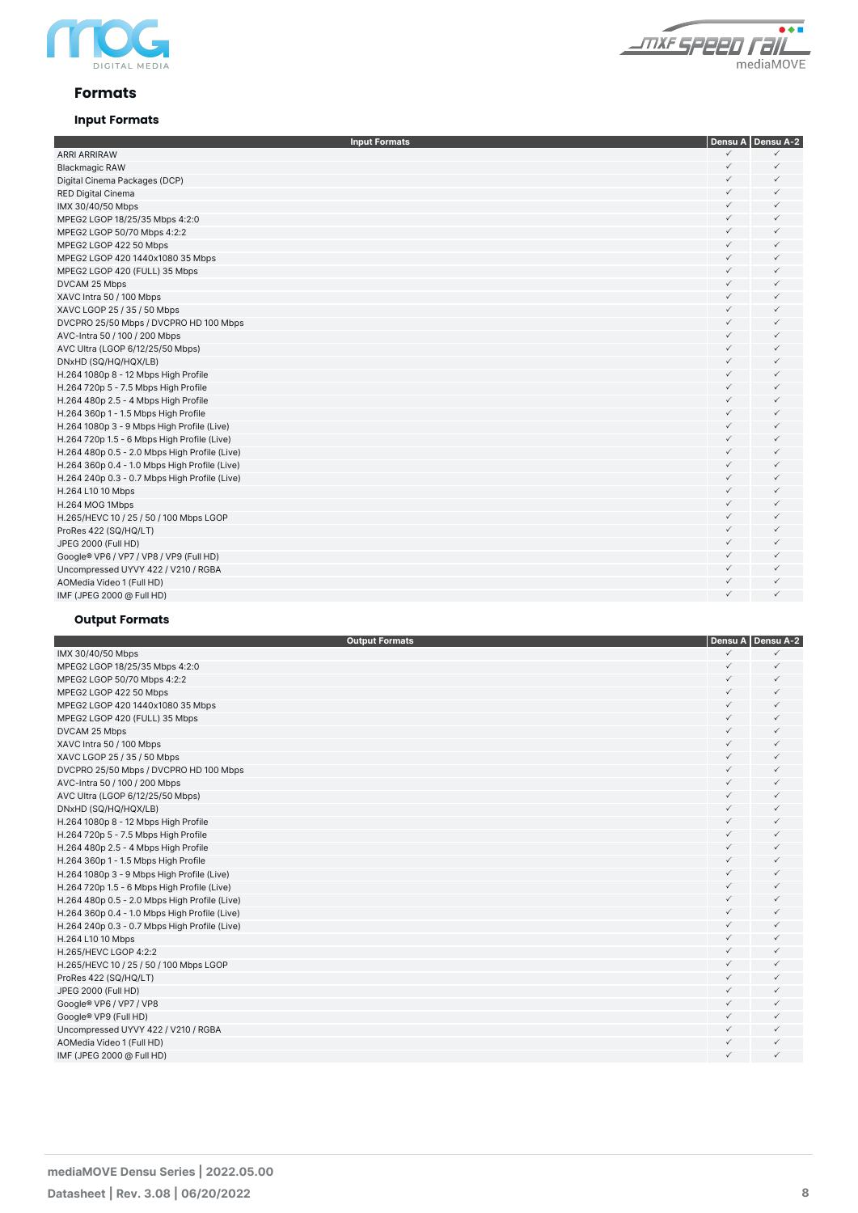## Formats

### Input Formats

| Input Formats | Densu A | Densu A-2 |
|---|---|---|
| ARRI ARRIRAW | ✓ | ✓ |
| Blackmagic RAW | ✓ | ✓ |
| Digital Cinema Packages (DCP) | ✓ | ✓ |
| RED Digital Cinema | ✓ | ✓ |
| IMX 30/40/50 Mbps | ✓ | ✓ |
| MPEG2 LGOP 18/25/35 Mbps 4:2:0 | ✓ | ✓ |
| MPEG2 LGOP 50/70 Mbps 4:2:2 | ✓ | ✓ |
| MPEG2 LGOP 422 50 Mbps | ✓ | ✓ |
| MPEG2 LGOP 420 1440x1080 35 Mbps | ✓ | ✓ |
| MPEG2 LGOP 420 (FULL) 35 Mbps | ✓ | ✓ |
| DVCAM 25 Mbps | ✓ | ✓ |
| XAVC Intra 50 / 100 Mbps | ✓ | ✓ |
| XAVC LGOP 25 / 35 / 50 Mbps | ✓ | ✓ |
| DVCPRO 25/50 Mbps / DVCPRO HD 100 Mbps | ✓ | ✓ |
| AVC-Intra 50 / 100 / 200 Mbps | ✓ | ✓ |
| AVC Ultra (LGOP 6/12/25/50 Mbps) | ✓ | ✓ |
| DNxHD (SQ/HQ/HQX/LB) | ✓ | ✓ |
| H.264 1080p 8 - 12 Mbps High Profile | ✓ | ✓ |
| H.264 720p 5 - 7.5 Mbps High Profile | ✓ | ✓ |
| H.264 480p 2.5 - 4 Mbps High Profile | ✓ | ✓ |
| H.264 360p 1 - 1.5 Mbps High Profile | ✓ | ✓ |
| H.264 1080p 3 - 9 Mbps High Profile (Live) | ✓ | ✓ |
| H.264 720p 1.5 - 6 Mbps High Profile (Live) | ✓ | ✓ |
| H.264 480p 0.5 - 2.0 Mbps High Profile (Live) | ✓ | ✓ |
| H.264 360p 0.4 - 1.0 Mbps High Profile (Live) | ✓ | ✓ |
| H.264 240p 0.3 - 0.7 Mbps High Profile (Live) | ✓ | ✓ |
| H.264 L10 10 Mbps | ✓ | ✓ |
| H.264 MOG 1Mbps | ✓ | ✓ |
| H.265/HEVC 10 / 25 / 50 / 100 Mbps LGOP | ✓ | ✓ |
| ProRes 422 (SQ/HQ/LT) | ✓ | ✓ |
| JPEG 2000 (Full HD) | ✓ | ✓ |
| Google® VP6 / VP7 / VP8 / VP9 (Full HD) | ✓ | ✓ |
| Uncompressed UYVY 422 / V210 / RGBA | ✓ | ✓ |
| AOMedia Video 1 (Full HD) | ✓ | ✓ |
| IMF (JPEG 2000 @ Full HD) | ✓ | ✓ |

### Output Formats

| Output Formats | Densu A | Densu A-2 |
|---|---|---|
| IMX 30/40/50 Mbps | ✓ | ✓ |
| MPEG2 LGOP 18/25/35 Mbps 4:2:0 | ✓ | ✓ |
| MPEG2 LGOP 50/70 Mbps 4:2:2 | ✓ | ✓ |
| MPEG2 LGOP 422 50 Mbps | ✓ | ✓ |
| MPEG2 LGOP 420 1440x1080 35 Mbps | ✓ | ✓ |
| MPEG2 LGOP 420 (FULL) 35 Mbps | ✓ | ✓ |
| DVCAM 25 Mbps | ✓ | ✓ |
| XAVC Intra 50 / 100 Mbps | ✓ | ✓ |
| XAVC LGOP 25 / 35 / 50 Mbps | ✓ | ✓ |
| DVCPRO 25/50 Mbps / DVCPRO HD 100 Mbps | ✓ | ✓ |
| AVC-Intra 50 / 100 / 200 Mbps | ✓ | ✓ |
| AVC Ultra (LGOP 6/12/25/50 Mbps) | ✓ | ✓ |
| DNxHD (SQ/HQ/HQX/LB) | ✓ | ✓ |
| H.264 1080p 8 - 12 Mbps High Profile | ✓ | ✓ |
| H.264 720p 5 - 7.5 Mbps High Profile | ✓ | ✓ |
| H.264 480p 2.5 - 4 Mbps High Profile | ✓ | ✓ |
| H.264 360p 1 - 1.5 Mbps High Profile | ✓ | ✓ |
| H.264 1080p 3 - 9 Mbps High Profile (Live) | ✓ | ✓ |
| H.264 720p 1.5 - 6 Mbps High Profile (Live) | ✓ | ✓ |
| H.264 480p 0.5 - 2.0 Mbps High Profile (Live) | ✓ | ✓ |
| H.264 360p 0.4 - 1.0 Mbps High Profile (Live) | ✓ | ✓ |
| H.264 240p 0.3 - 0.7 Mbps High Profile (Live) | ✓ | ✓ |
| H.264 L10 10 Mbps | ✓ | ✓ |
| H.265/HEVC LGOP 4:2:2 | ✓ | ✓ |
| H.265/HEVC 10 / 25 / 50 / 100 Mbps LGOP | ✓ | ✓ |
| ProRes 422 (SQ/HQ/LT) | ✓ | ✓ |
| JPEG 2000 (Full HD) | ✓ | ✓ |
| Google® VP6 / VP7 / VP8 | ✓ | ✓ |
| Google® VP9 (Full HD) | ✓ | ✓ |
| Uncompressed UYVY 422 / V210 / RGBA | ✓ | ✓ |
| AOMedia Video 1 (Full HD) | ✓ | ✓ |
| IMF (JPEG 2000 @ Full HD) | ✓ | ✓ |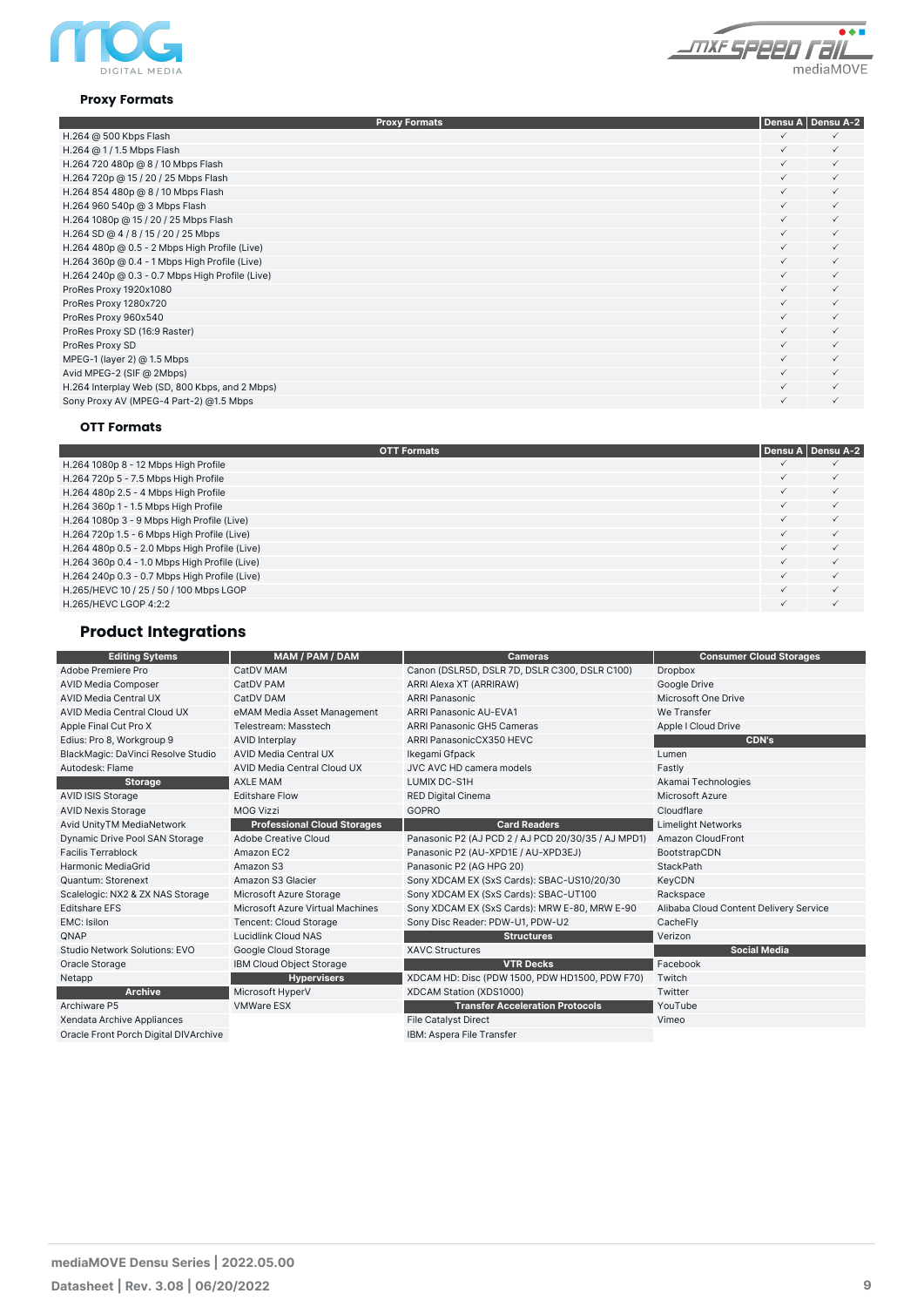### Proxy Formats

| Proxy Formats | Densu A | Densu A-2 |
|---|---|---|
| H.264 @ 500 Kbps Flash | ✓ | ✓ |
| H.264 @ 1 / 1.5 Mbps Flash | ✓ | ✓ |
| H.264 720 480p @ 8 / 10 Mbps Flash | ✓ | ✓ |
| H.264 720p @ 15 / 20 / 25 Mbps Flash | ✓ | ✓ |
| H.264 854 480p @ 8 / 10 Mbps Flash | ✓ | ✓ |
| H.264 960 540p @ 3 Mbps Flash | ✓ | ✓ |
| H.264 1080p @ 15 / 20 / 25 Mbps Flash | ✓ | ✓ |
| H.264 SD @ 4 / 8 / 15 / 20 / 25 Mbps | ✓ | ✓ |
| H.264 480p @ 0.5 - 2 Mbps High Profile (Live) | ✓ | ✓ |
| H.264 360p @ 0.4 - 1 Mbps High Profile (Live) | ✓ | ✓ |
| H.264 240p @ 0.3 - 0.7 Mbps High Profile (Live) | ✓ | ✓ |
| ProRes Proxy 1920x1080 | ✓ | ✓ |
| ProRes Proxy 1280x720 | ✓ | ✓ |
| ProRes Proxy 960x540 | ✓ | ✓ |
| ProRes Proxy SD (16:9 Raster) | ✓ | ✓ |
| ProRes Proxy SD | ✓ | ✓ |
| MPEG-1 (layer 2) @ 1.5 Mbps | ✓ | ✓ |
| Avid MPEG-2 (SIF @ 2Mbps) | ✓ | ✓ |
| H.264 Interplay Web (SD, 800 Kbps, and 2 Mbps) | ✓ | ✓ |
| Sony Proxy AV (MPEG-4 Part-2) @1.5 Mbps | ✓ | ✓ |

### OTT Formats

| OTT Formats | Densu A | Densu A-2 |
|---|---|---|
| H.264 1080p 8 - 12 Mbps High Profile | ✓ | ✓ |
| H.264 720p 5 - 7.5 Mbps High Profile | ✓ | ✓ |
| H.264 480p 2.5 - 4 Mbps High Profile | ✓ | ✓ |
| H.264 360p 1 - 1.5 Mbps High Profile | ✓ | ✓ |
| H.264 1080p 3 - 9 Mbps High Profile (Live) | ✓ | ✓ |
| H.264 720p 1.5 - 6 Mbps High Profile (Live) | ✓ | ✓ |
| H.264 480p 0.5 - 2.0 Mbps High Profile (Live) | ✓ | ✓ |
| H.264 360p 0.4 - 1.0 Mbps High Profile (Live) | ✓ | ✓ |
| H.264 240p 0.3 - 0.7 Mbps High Profile (Live) | ✓ | ✓ |
| H.265/HEVC 10 / 25 / 50 / 100 Mbps LGOP | ✓ | ✓ |
| H.265/HEVC LGOP 4:2:2 | ✓ | ✓ |

## Product Integrations

| Editing Sytems | MAM / PAM / DAM | Cameras | Consumer Cloud Storages |
|---|---|---|---|
| Adobe Premiere Pro | CatDV MAM | Canon (DSLR5D, DSLR 7D, DSLR C300, DSLR C100) | Dropbox |
| AVID Media Composer | CatDV PAM | ARRI Alexa XT (ARRIRAW) | Google Drive |
| AVID Media Central UX | CatDV DAM | ARRI Panasonic | Microsoft One Drive |
| AVID Media Central Cloud UX | eMAM Media Asset Management | ARRI Panasonic AU-EVA1 | We Transfer |
| Apple Final Cut Pro X | Telestream: Masstech | ARRI Panasonic GH5 Cameras | Apple I Cloud Drive |
| Edius: Pro 8, Workgroup 9 | AVID Interplay | ARRI PanasonicCX350 HEVC | **CDN's** |
| BlackMagic: DaVinci Resolve Studio | AVID Media Central UX | Ikegami Gfpack | Lumen |
| Autodesk: Flame | AVID Media Central Cloud UX | JVC AVC HD camera models | Fastly |
| **Storage** | AXLE MAM | LUMIX DC-S1H | Akamai Technologies |
| AVID ISIS Storage | Editshare Flow | RED Digital Cinema | Microsoft Azure |
| AVID Nexis Storage | MOG Vizzi | GOPRO | Cloudflare |
| Avid UnityTM MediaNetwork | **Professional Cloud Storages** | **Card Readers** | Limelight Networks |
| Dynamic Drive Pool SAN Storage | Adobe Creative Cloud | Panasonic P2 (AJ PCD 2 / AJ PCD 20/30/35 / AJ MPD1) | Amazon CloudFront |
| Facilis Terrablock | Amazon EC2 | Panasonic P2 (AU-XPD1E / AU-XPD3EJ) | BootstrapCDN |
| Harmonic MediaGrid | Amazon S3 | Panasonic P2 (AG HPG 20) | StackPath |
| Quantum: Storenext | Amazon S3 Glacier | Sony XDCAM EX (SxS Cards): SBAC-US10/20/30 | KeyCDN |
| Scalelogic: NX2 & ZX NAS Storage | Microsoft Azure Storage | Sony XDCAM EX (SxS Cards): SBAC-UT100 | Rackspace |
| Editshare EFS | Microsoft Azure Virtual Machines | Sony XDCAM EX (SxS Cards): MRW E-80, MRW E-90 | Alibaba Cloud Content Delivery Service |
| EMC: Isilon | Tencent: Cloud Storage | Sony Disc Reader: PDW-U1, PDW-U2 | CacheFly |
| QNAP | Lucidlink Cloud NAS | **Structures** | Verizon |
| Studio Network Solutions: EVO | Google Cloud Storage | XAVC Structures | **Social Media** |
| Oracle Storage | IBM Cloud Object Storage | **VTR Decks** | Facebook |
| Netapp | **Hypervisers** | XDCAM HD: Disc (PDW 1500, PDW HD1500, PDW F70) | Twitch |
| **Archive** | Microsoft HyperV | XDCAM Station (XDS1000) | Twitter |
| Archiware P5 | VMWare ESX | **Transfer Acceleration Protocols** | YouTube |
| Xendata Archive Appliances | | File Catalyst Direct | Vimeo |
| Oracle Front Porch Digital DIVArchive | | IBM: Aspera File Transfer | |

**mediaMOVE Densu Series | 2022.05.00**

**Datasheet | Rev. 3.08 | 06/20/2022**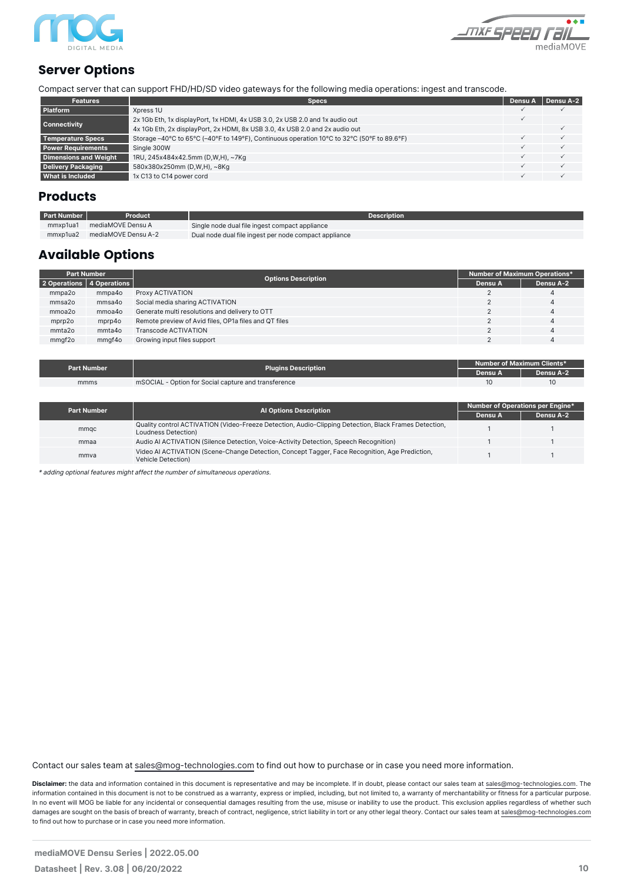## Server Options

Compact server that can support FHD/HD/SD video gateways for the following media operations: ingest and transcode.

| Features | Specs | Densu A | Densu A-2 |
|---|---|---|---|
| Platform | Xpress 1U | ✓ | ✓ |
| Connectivity | 2x 1Gb Eth, 1x displayPort, 1x HDMI, 4x USB 3.0, 2x USB 2.0 and 1x audio out | ✓ | |
| | 4x 1Gb Eth, 2x displayPort, 2x HDMI, 8x USB 3.0, 4x USB 2.0 and 2x audio out | | ✓ |
| Temperature Specs | Storage −40°C to 65°C (−40°F to 149°F), Continuous operation 10°C to 32°C (50°F to 89.6°F) | ✓ | ✓ |
| Power Requirements | Single 300W | ✓ | ✓ |
| Dimensions and Weight | 1RU, 245x484x42.5mm (D,W,H), ~7Kg | ✓ | ✓ |
| Delivery Packaging | 580x380x250mm (D,W,H), ~8Kg | ✓ | ✓ |
| What is Included | 1x C13 to C14 power cord | ✓ | ✓ |

## Products

| Part Number | Product | Description |
|---|---|---|
| mmxp1ua1 | mediaMOVE Densu A | Single node dual file ingest compact appliance |
| mmxp1ua2 | mediaMOVE Densu A-2 | Dual node dual file ingest per node compact appliance |

## Available Options

| Part Number | | Options Description | Number of Maximum Operations* | |
|---|---|---|---|---|
| 2 Operations | 4 Operations | | Densu A | Densu A-2 |
| mmpa2o | mmpa4o | Proxy ACTIVATION | 2 | 4 |
| mmsa2o | mmsa4o | Social media sharing ACTIVATION | 2 | 4 |
| mmoa2o | mmoa4o | Generate multi resolutions and delivery to OTT | 2 | 4 |
| mprp2o | mprp4o | Remote preview of Avid files, OP1a files and QT files | 2 | 4 |
| mmta2o | mmta4o | Transcode ACTIVATION | 2 | 4 |
| mmgf2o | mmgf4o | Growing input files support | 2 | 4 |

| Part Number | Plugins Description | Number of Maximum Clients* | |
|---|---|---|---|
| | | Densu A | Densu A-2 |
| mmms | mSOCIAL - Option for Social capture and transference | 10 | 10 |

| Part Number | AI Options Description | Number of Operations per Engine* | |
|---|---|---|---|
| | | Densu A | Densu A-2 |
| mmqc | Quality control ACTIVATION (Video-Freeze Detection, Audio-Clipping Detection, Black Frames Detection, Loudness Detection) | 1 | 1 |
| mmaa | Audio AI ACTIVATION (Silence Detection, Voice-Activity Detection, Speech Recognition) | 1 | 1 |
| mmva | Video AI ACTIVATION (Scene-Change Detection, Concept Tagger, Face Recognition, Age Prediction, Vehicle Detection) | 1 | 1 |

*\* adding optional features might affect the number of simultaneous operations.*

Contact our sales team at sales@mog-technologies.com to find out how to purchase or in case you need more information.

**Disclaimer:** the data and information contained in this document is representative and may be incomplete. If in doubt, please contact our sales team at sales@mog-technologies.com. The information contained in this document is not to be construed as a warranty, express or implied, including, but not limited to, a warranty of merchantability or fitness for a particular purpose. In no event will MOG be liable for any incidental or consequential damages resulting from the use, misuse or inability to use the product. This exclusion applies regardless of whether such damages are sought on the basis of breach of warranty, breach of contract, negligence, strict liability in tort or any other legal theory. Contact our sales team at sales@mog-technologies.com to find out how to purchase or in case you need more information.